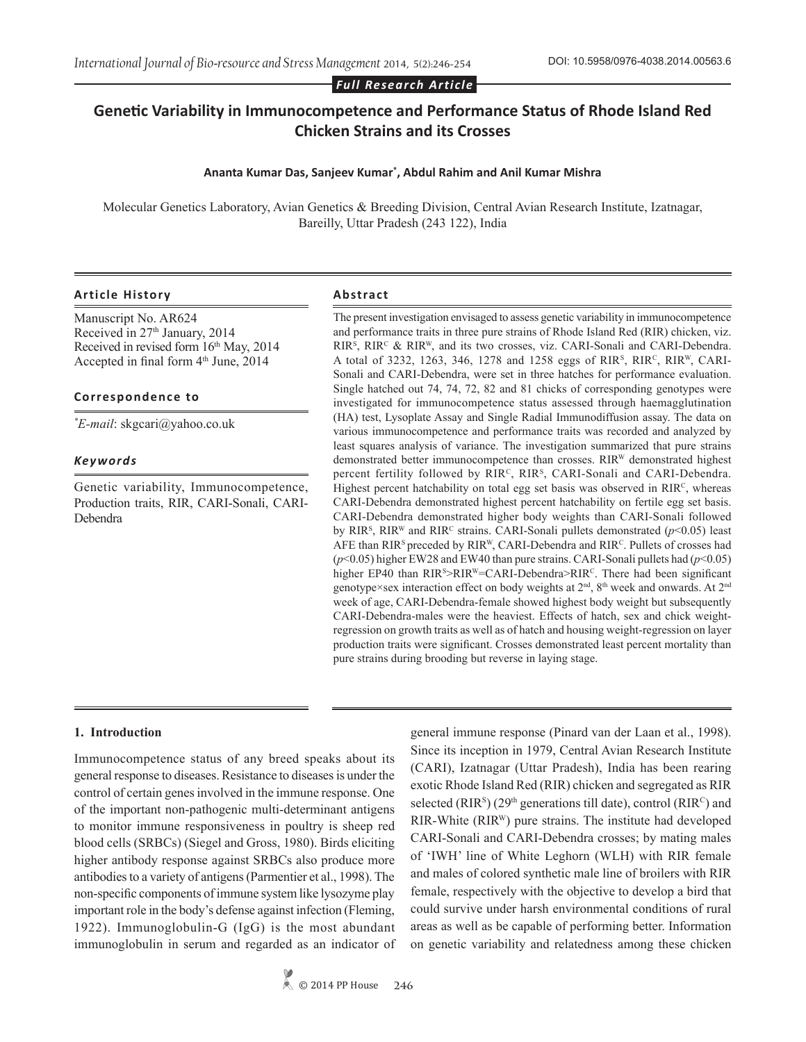*Full Research Article*

# Genetic Variability in Immunocompetence and Performance Status of Rhode Island Red Chicken Strains and its Crosses

**Ananta Kumar Das, Sanjeev Kumar*, Abdul Rahim and Anil Kumar Mishra**

Molecular Genetics Laboratory, Avian Genetics & Breeding Division, Central Avian Research Institute, Izatnagar, Bareilly, Uttar Pradesh (243 122), India

### Article History

Manuscript No. AR624
Received in 27th January, 2014
Received in revised form 16th May, 2014
Accepted in final form 4th June, 2014

### Correspondence to

*E-mail: skgcari@yahoo.co.uk

### Keywords

Genetic variability, Immunocompetence, Production traits, RIR, CARI-Sonali, CARI-Debendra

### Abstract

The present investigation envisaged to assess genetic variability in immunocompetence and performance traits in three pure strains of Rhode Island Red (RIR) chicken, viz. $RIR^S$, $RIR^C$ & $RIR^W$, and its two crosses, viz. CARI-Sonali and CARI-Debendra. A total of 3232, 1263, 346, 1278 and 1258 eggs of $RIR^S$, $RIR^C$, $RIR^W$, CARI-Sonali and CARI-Debendra, were set in three hatches for performance evaluation. Single hatched out 74, 74, 72, 82 and 81 chicks of corresponding genotypes were investigated for immunocompetence status assessed through haemagglutination (HA) test, Lysoplate Assay and Single Radial Immunodiffusion assay. The data on various immunocompetence and performance traits was recorded and analyzed by least squares analysis of variance. The investigation summarized that pure strains demonstrated better immunocompetence than crosses. $RIR^W$ demonstrated highest percent fertility followed by $RIR^C$, $RIR^S$, CARI-Sonali and CARI-Debendra. Highest percent hatchability on total egg set basis was observed in $RIR^C$, whereas CARI-Debendra demonstrated highest percent hatchability on fertile egg set basis. CARI-Debendra demonstrated higher body weights than CARI-Sonali followed by $RIR^S$, $RIR^W$ and $RIR^C$ strains. CARI-Sonali pullets demonstrated ($p<0.05$) least AFE than $RIR^S$ preceded by $RIR^W$, CARI-Debendra and $RIR^C$. Pullets of crosses had ($p<0.05$) higher EW28 and EW40 than pure strains. CARI-Sonali pullets had ($p<0.05$) higher EP40 than $RIR^S$>$RIR^W$=CARI-Debendra>$RIR^C$. There had been significant genotype×sex interaction effect on body weights at 2nd, 8th week and onwards. At 2nd week of age, CARI-Debendra-female showed highest body weight but subsequently CARI-Debendra-males were the heaviest. Effects of hatch, sex and chick weight-regression on growth traits as well as of hatch and housing weight-regression on layer production traits were significant. Crosses demonstrated least percent mortality than pure strains during brooding but reverse in laying stage.

## 1. Introduction

Immunocompetence status of any breed speaks about its general response to diseases. Resistance to diseases is under the control of certain genes involved in the immune response. One of the important non-pathogenic multi-determinant antigens to monitor immune responsiveness in poultry is sheep red blood cells (SRBCs) (Siegel and Gross, 1980). Birds eliciting higher antibody response against SRBCs also produce more antibodies to a variety of antigens (Parmentier et al., 1998). The non-specific components of immune system like lysozyme play important role in the body's defense against infection (Fleming, 1922). Immunoglobulin-G (IgG) is the most abundant immunoglobulin in serum and regarded as an indicator of general immune response (Pinard van der Laan et al., 1998). Since its inception in 1979, Central Avian Research Institute (CARI), Izatnagar (Uttar Pradesh), India has been rearing exotic Rhode Island Red (RIR) chicken and segregated as RIR selected ($RIR^S$) (29th generations till date), control ($RIR^C$) and RIR-White ($RIR^W$) pure strains. The institute had developed CARI-Sonali and CARI-Debendra crosses; by mating males of 'IWH' line of White Leghorn (WLH) with RIR female and males of colored synthetic male line of broilers with RIR female, respectively with the objective to develop a bird that could survive under harsh environmental conditions of rural areas as well as be capable of performing better. Information on genetic variability and relatedness among these chicken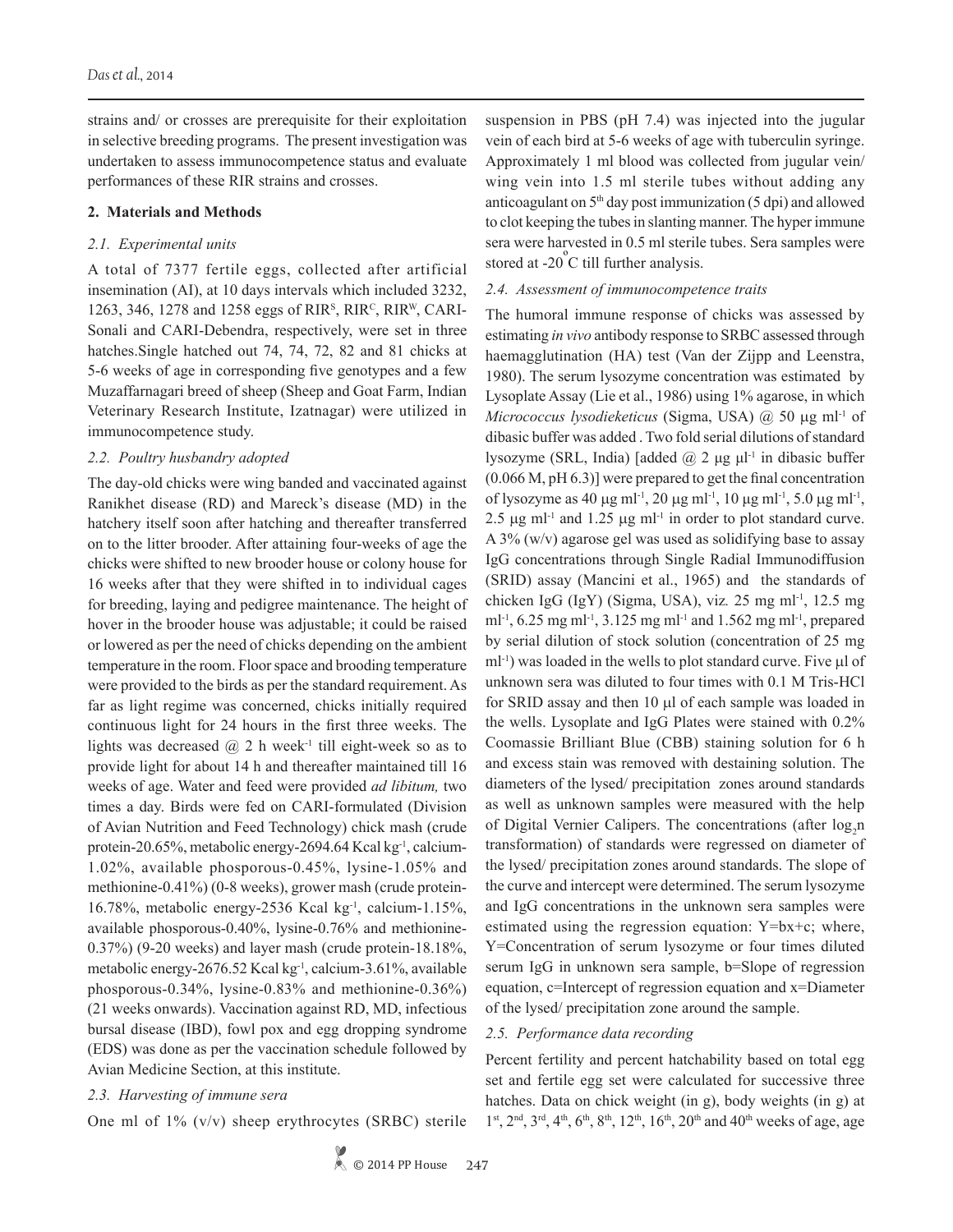strains and/ or crosses are prerequisite for their exploitation in selective breeding programs. The present investigation was undertaken to assess immunocompetence status and evaluate performances of these RIR strains and crosses.

## 2. Materials and Methods

### *2.1. Experimental units*

A total of 7377 fertile eggs, collected after artificial insemination (AI), at 10 days intervals which included 3232, 1263, 346, 1278 and 1258 eggs of $RIR^S$, $RIR^C$, $RIR^W$, CARI-Sonali and CARI-Debendra, respectively, were set in three hatches.Single hatched out 74, 74, 72, 82 and 81 chicks at 5-6 weeks of age in corresponding five genotypes and a few Muzaffarnagari breed of sheep (Sheep and Goat Farm, Indian Veterinary Research Institute, Izatnagar) were utilized in immunocompetence study.

### *2.2. Poultry husbandry adopted*

The day-old chicks were wing banded and vaccinated against Ranikhet disease (RD) and Mareck's disease (MD) in the hatchery itself soon after hatching and thereafter transferred on to the litter brooder. After attaining four-weeks of age the chicks were shifted to new brooder house or colony house for 16 weeks after that they were shifted in to individual cages for breeding, laying and pedigree maintenance. The height of hover in the brooder house was adjustable; it could be raised or lowered as per the need of chicks depending on the ambient temperature in the room. Floor space and brooding temperature were provided to the birds as per the standard requirement. As far as light regime was concerned, chicks initially required continuous light for 24 hours in the first three weeks. The lights was decreased @ 2 h $week^{-1}$ till eight-week so as to provide light for about 14 h and thereafter maintained till 16 weeks of age. Water and feed were provided *ad libitum,* two times a day. Birds were fed on CARI-formulated (Division of Avian Nutrition and Feed Technology) chick mash (crude protein-20.65%, metabolic energy-2694.64 Kcal $kg^{-1}$, calcium-1.02%, available phosporous-0.45%, lysine-1.05% and methionine-0.41%) (0-8 weeks), grower mash (crude protein-16.78%, metabolic energy-2536 Kcal $kg^{-1}$, calcium-1.15%, available phosporous-0.40%, lysine-0.76% and methionine-0.37%) (9-20 weeks) and layer mash (crude protein-18.18%, metabolic energy-2676.52 Kcal $kg^{-1}$, calcium-3.61%, available phosporous-0.34%, lysine-0.83% and methionine-0.36%) (21 weeks onwards). Vaccination against RD, MD, infectious bursal disease (IBD), fowl pox and egg dropping syndrome (EDS) was done as per the vaccination schedule followed by Avian Medicine Section, at this institute.

### *2.3. Harvesting of immune sera*

One ml of 1% (v/v) sheep erythrocytes (SRBC) sterile suspension in PBS (pH 7.4) was injected into the jugular vein of each bird at 5-6 weeks of age with tuberculin syringe. Approximately 1 ml blood was collected from jugular vein/ wing vein into 1.5 ml sterile tubes without adding any anticoagulant on $5^{th}$ day post immunization (5 dpi) and allowed to clot keeping the tubes in slanting manner. The hyper immune sera were harvested in 0.5 ml sterile tubes. Sera samples were stored at -20°C till further analysis.

### *2.4. Assessment of immunocompetence traits*

The humoral immune response of chicks was assessed by estimating *in vivo* antibody response to SRBC assessed through haemagglutination (HA) test (Van der Zijpp and Leenstra, 1980). The serum lysozyme concentration was estimated by Lysoplate Assay (Lie et al., 1986) using 1% agarose, in which *Micrococcus lysodieketicus* (Sigma, USA) @ 50 μg $ml^{-1}$ of dibasic buffer was added . Two fold serial dilutions of standard lysozyme (SRL, India) [added @ 2 μg $\mu l^{-1}$ in dibasic buffer (0.066 M, pH 6.3)] were prepared to get the final concentration of lysozyme as 40 μg $ml^{-1}$, 20 μg $ml^{-1}$, 10 μg $ml^{-1}$, 5.0 μg $ml^{-1}$, 2.5 μg $ml^{-1}$ and 1.25 μg $ml^{-1}$ in order to plot standard curve. A 3% (w/v) agarose gel was used as solidifying base to assay IgG concentrations through Single Radial Immunodiffusion (SRID) assay (Mancini et al., 1965) and the standards of chicken IgG (IgY) (Sigma, USA), viz. 25 mg $ml^{-1}$, 12.5 mg $ml^{-1}$, 6.25 mg $ml^{-1}$, 3.125 mg $ml^{-1}$ and 1.562 mg $ml^{-1}$, prepared by serial dilution of stock solution (concentration of 25 mg $ml^{-1}$) was loaded in the wells to plot standard curve. Five μl of unknown sera was diluted to four times with 0.1 M Tris-HCl for SRID assay and then 10 μl of each sample was loaded in the wells. Lysoplate and IgG Plates were stained with 0.2% Coomassie Brilliant Blue (CBB) staining solution for 6 h and excess stain was removed with destaining solution. The diameters of the lysed/ precipitation zones around standards as well as unknown samples were measured with the help of Digital Vernier Calipers. The concentrations (after $\log_2 n$ transformation) of standards were regressed on diameter of the lysed/ precipitation zones around standards. The slope of the curve and intercept were determined. The serum lysozyme and IgG concentrations in the unknown sera samples were estimated using the regression equation: $Y=bx+c$; where, Y=Concentration of serum lysozyme or four times diluted serum IgG in unknown sera sample, b=Slope of regression equation, c=Intercept of regression equation and x=Diameter of the lysed/ precipitation zone around the sample.

### *2.5. Performance data recording*

Percent fertility and percent hatchability based on total egg set and fertile egg set were calculated for successive three hatches. Data on chick weight (in g), body weights (in g) at $1^{st}$, $2^{nd}$, $3^{rd}$, $4^{th}$, $6^{th}$, $8^{th}$, $12^{th}$, $16^{th}$, $20^{th}$ and $40^{th}$ weeks of age, age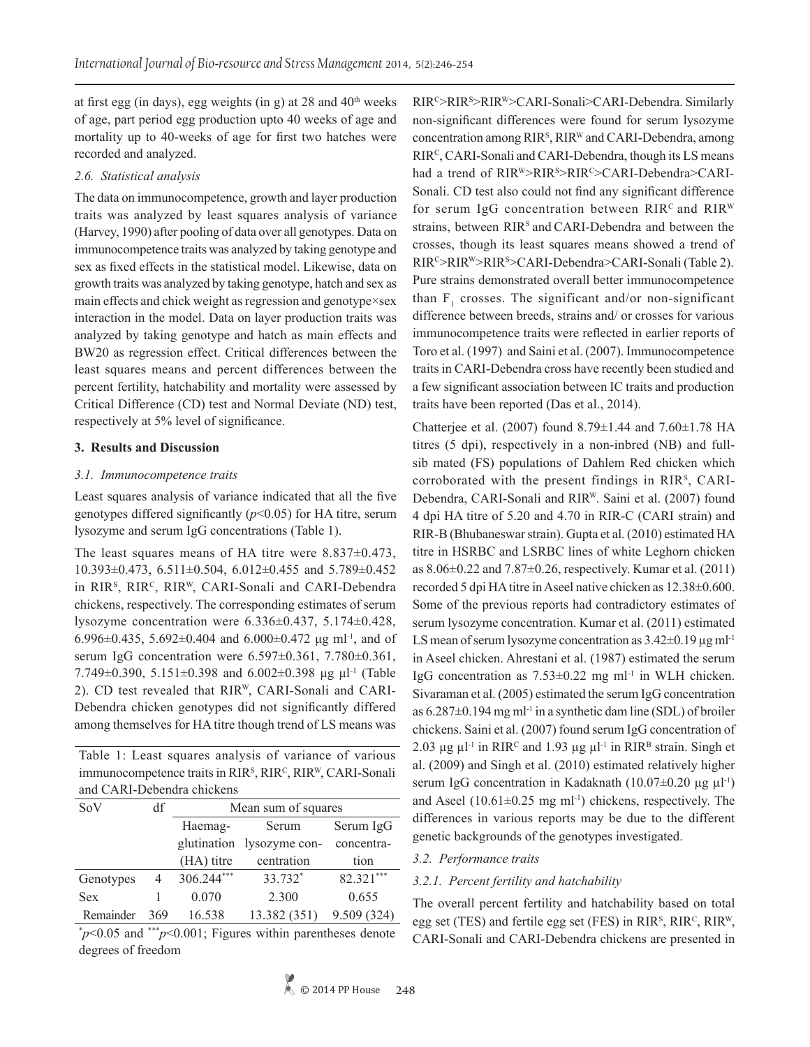at first egg (in days), egg weights (in g) at 28 and 40th weeks of age, part period egg production upto 40 weeks of age and mortality up to 40-weeks of age for first two hatches were recorded and analyzed.

### 2.6. Statistical analysis

The data on immunocompetence, growth and layer production traits was analyzed by least squares analysis of variance (Harvey, 1990) after pooling of data over all genotypes. Data on immunocompetence traits was analyzed by taking genotype and sex as fixed effects in the statistical model. Likewise, data on growth traits was analyzed by taking genotype, hatch and sex as main effects and chick weight as regression and genotype×sex interaction in the model. Data on layer production traits was analyzed by taking genotype and hatch as main effects and BW20 as regression effect. Critical differences between the least squares means and percent differences between the percent fertility, hatchability and mortality were assessed by Critical Difference (CD) test and Normal Deviate (ND) test, respectively at 5% level of significance.

## 3. Results and Discussion

### 3.1. Immunocompetence traits

Least squares analysis of variance indicated that all the five genotypes differed significantly ($p$<0.05) for HA titre, serum lysozyme and serum IgG concentrations (Table 1).

The least squares means of HA titre were 8.837±0.473, 10.393±0.473, 6.511±0.504, 6.012±0.455 and 5.789±0.452 in $RIR^S$, $RIR^C$, $RIR^W$, CARI-Sonali and CARI-Debendra chickens, respectively. The corresponding estimates of serum lysozyme concentration were 6.336±0.437, 5.174±0.428, 6.996±0.435, 5.692±0.404 and 6.000±0.472 µg $ml^{-1}$, and of serum IgG concentration were 6.597±0.361, 7.780±0.361, 7.749±0.390, 5.151±0.398 and 6.002±0.398 µg $\mu l^{-1}$ (Table 2). CD test revealed that $RIR^W$, CARI-Sonali and CARI-Debendra chicken genotypes did not significantly differed among themselves for HA titre though trend of LS means was

Table 1: Least squares analysis of variance of various immunocompetence traits in $RIR^S$, $RIR^C$, $RIR^W$, CARI-Sonali and CARI-Debendra chickens

| SoV | df | Mean sum of squares | | |
|---|---|---|---|---|
| | | Haemagglutination (HA) titre | Serum lysozyme concentration | Serum IgG concentration |
| Genotypes | 4 | 306.244*** | 33.732* | 82.321*** |
| Sex | 1 | 0.070 | 2.300 | 0.655 |
| Remainder | 369 | 16.538 | 13.382 (351) | 9.509 (324) |

*$p$<0.05 and ***$p$<0.001; Figures within parentheses denote degrees of freedom

$RIR^C$>$RIR^S$>$RIR^W$>CARI-Sonali>CARI-Debendra. Similarly non-significant differences were found for serum lysozyme concentration among $RIR^S$, $RIR^W$ and CARI-Debendra, among $RIR^C$, CARI-Sonali and CARI-Debendra, though its LS means had a trend of $RIR^W$>$RIR^S$>$RIR^C$>CARI-Debendra>CARI-Sonali. CD test also could not find any significant difference for serum IgG concentration between $RIR^C$ and $RIR^W$ strains, between $RIR^S$ and CARI-Debendra and between the crosses, though its least squares means showed a trend of $RIR^C$>$RIR^W$>$RIR^S$>CARI-Debendra>CARI-Sonali (Table 2). Pure strains demonstrated overall better immunocompetence than $F_1$ crosses. The significant and/or non-significant difference between breeds, strains and/ or crosses for various immunocompetence traits were reflected in earlier reports of Toro et al. (1997) and Saini et al. (2007). Immunocompetence traits in CARI-Debendra cross have recently been studied and a few significant association between IC traits and production traits have been reported (Das et al., 2014).

Chatterjee et al. (2007) found 8.79±1.44 and 7.60±1.78 HA titres (5 dpi), respectively in a non-inbred (NB) and full-sib mated (FS) populations of Dahlem Red chicken which corroborated with the present findings in $RIR^S$, CARI-Debendra, CARI-Sonali and $RIR^W$. Saini et al. (2007) found 4 dpi HA titre of 5.20 and 4.70 in RIR-C (CARI strain) and RIR-B (Bhubaneswar strain). Gupta et al. (2010) estimated HA titre in HSRBC and LSRBC lines of white Leghorn chicken as 8.06±0.22 and 7.87±0.26, respectively. Kumar et al. (2011) recorded 5 dpi HA titre in Aseel native chicken as 12.38±0.600. Some of the previous reports had contradictory estimates of serum lysozyme concentration. Kumar et al. (2011) estimated LS mean of serum lysozyme concentration as 3.42±0.19 µg $ml^{-1}$ in Aseel chicken. Ahrestani et al. (1987) estimated the serum IgG concentration as 7.53±0.22 mg $ml^{-1}$ in WLH chicken. Sivaraman et al. (2005) estimated the serum IgG concentration as 6.287±0.194 mg $ml^{-1}$ in a synthetic dam line (SDL) of broiler chickens. Saini et al. (2007) found serum IgG concentration of 2.03 µg $\mu l^{-1}$ in $RIR^C$ and 1.93 µg $\mu l^{-1}$ in $RIR^B$ strain. Singh et al. (2009) and Singh et al. (2010) estimated relatively higher serum IgG concentration in Kadaknath (10.07±0.20 µg $\mu l^{-1}$) and Aseel (10.61±0.25 mg $ml^{-1}$) chickens, respectively. The differences in various reports may be due to the different genetic backgrounds of the genotypes investigated.

### 3.2. Performance traits

#### 3.2.1. Percent fertility and hatchability

The overall percent fertility and hatchability based on total egg set (TES) and fertile egg set (FES) in $RIR^S$, $RIR^C$, $RIR^W$, CARI-Sonali and CARI-Debendra chickens are presented in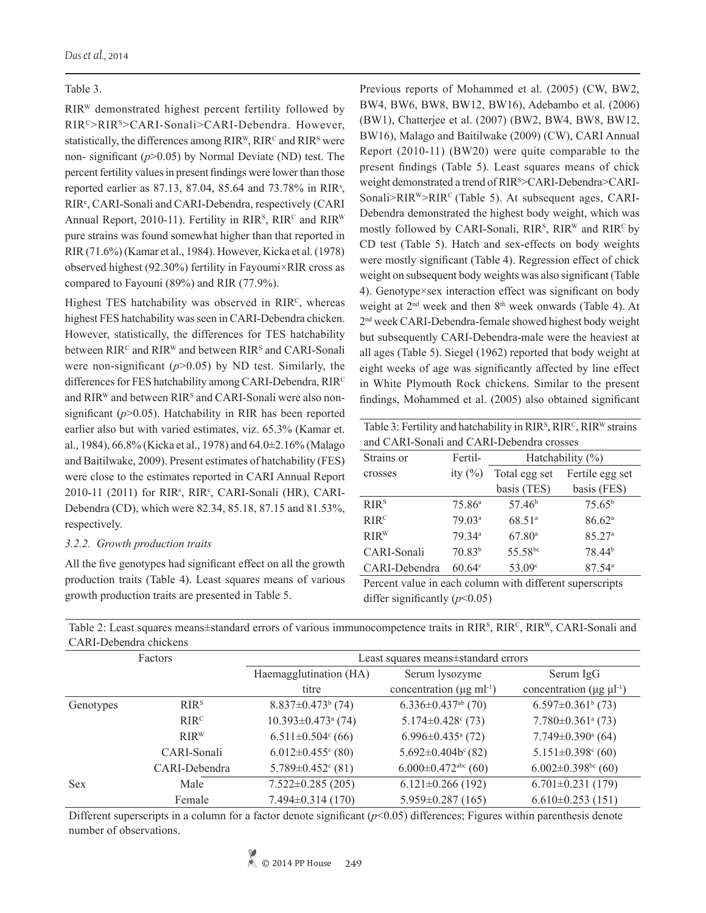Table 3.

$RIR^W$ demonstrated highest percent fertility followed by $RIR^C$>$RIR^S$>CARI-Sonali>CARI-Debendra. However, statistically, the differences among $RIR^W$, $RIR^C$ and $RIR^S$ were non- significant ($p$>0.05) by Normal Deviate (ND) test. The percent fertility values in present findings were lower than those reported earlier as 87.13, 87.04, 85.64 and 73.78% in $RIR^s$, $RIR^c$, CARI-Sonali and CARI-Debendra, respectively (CARI Annual Report, 2010-11). Fertility in $RIR^S$, $RIR^C$ and $RIR^W$ pure strains was found somewhat higher than that reported in RIR (71.6%) (Kamar et al., 1984). However, Kicka et al. (1978) observed highest (92.30%) fertility in Fayoumi×RIR cross as compared to Fayouni (89%) and RIR (77.9%).

Highest TES hatchability was observed in $RIR^C$, whereas highest FES hatchability was seen in CARI-Debendra chicken. However, statistically, the differences for TES hatchability between $RIR^C$ and $RIR^W$ and between $RIR^S$ and CARI-Sonali were non-significant ($p$>0.05) by ND test. Similarly, the differences for FES hatchability among CARI-Debendra, $RIR^C$ and $RIR^W$ and between $RIR^S$ and CARI-Sonali were also non-significant ($p$>0.05). Hatchability in RIR has been reported earlier also but with varied estimates, viz. 65.3% (Kamar et. al., 1984), 66.8% (Kicka et al., 1978) and 64.0±2.16% (Malago and Baitilwake, 2009). Present estimates of hatchability (FES) were close to the estimates reported in CARI Annual Report 2010-11 (2011) for $RIR^s$, $RIR^c$, CARI-Sonali (HR), CARI-Debendra (CD), which were 82.34, 85.18, 87.15 and 81.53%, respectively.

### 3.2.2. Growth production traits

All the five genotypes had significant effect on all the growth production traits (Table 4). Least squares means of various growth production traits are presented in Table 5.

Previous reports of Mohammed et al. (2005) (CW, BW2, BW4, BW6, BW8, BW12, BW16), Adebambo et al. (2006) (BW1), Chatterjee et al. (2007) (BW2, BW4, BW8, BW12, BW16), Malago and Baitilwake (2009) (CW), CARI Annual Report (2010-11) (BW20) were quite comparable to the present findings (Table 5). Least squares means of chick weight demonstrated a trend of $RIR^S$>CARI-Debendra>CARI-Sonali>$RIR^W$>$RIR^C$ (Table 5). At subsequent ages, CARI-Debendra demonstrated the highest body weight, which was mostly followed by CARI-Sonali, $RIR^S$, $RIR^W$ and $RIR^C$ by CD test (Table 5). Hatch and sex-effects on body weights were mostly significant (Table 4). Regression effect of chick weight on subsequent body weights was also significant (Table 4). Genotype×sex interaction effect was significant on body weight at 2[nd] week and then 8[th] week onwards (Table 4). At 2[nd] week CARI-Debendra-female showed highest body weight but subsequently CARI-Debendra-male were the heaviest at all ages (Table 5). Siegel (1962) reported that body weight at eight weeks of age was significantly affected by line effect in White Plymouth Rock chickens. Similar to the present findings, Mohammed et al. (2005) also obtained significant

Table 3: Fertility and hatchability in $RIR^S$, $RIR^C$, $RIR^W$ strains and CARI-Sonali and CARI-Debendra crosses

| Strains or crosses | Fertility (%) | Hatchability (%) | |
|---|---|---|---|
| | | Total egg set basis (TES) | Fertile egg set basis (FES) |
| $RIR^S$ | 75.86[a] | 57.46[b] | 75.65[b] |
| $RIR^C$ | 79.03[a] | 68.51[a] | 86.62[a] |
| $RIR^W$ | 79.34[a] | 67.80[a] | 85.27[a] |
| CARI-Sonali | 70.83[b] | 55.58[bc] | 78.44[b] |
| CARI-Debendra | 60.64[c] | 53.09[c] | 87.54[a] |

Percent value in each column with different superscripts differ significantly ($p$<0.05)

Table 2: Least squares means±standard errors of various immunocompetence traits in $RIR^S$, $RIR^C$, $RIR^W$, CARI-Sonali and CARI-Debendra chickens

| Factors | | Least squares means±standard errors | | |
|---|---|---|---|---|
| | | Haemagglutination (HA) titre | Serum lysozyme concentration ($\mu g\ ml^{-1}$) | Serum IgG concentration ($\mu g\ \mu l^{-1}$) |
| Genotypes | $RIR^S$ | 8.837±0.473[b] (74) | 6.336±0.437[ab] (70) | 6.597±0.361[b] (73) |
| | $RIR^C$ | 10.393±0.473[a] (74) | 5.174±0.428[c] (73) | 7.780±0.361[a] (73) |
| | $RIR^W$ | 6.511±0.504[c] (66) | 6.996±0.435[a] (72) | 7.749±0.390[a] (64) |
| | CARI-Sonali | 6.012±0.455[c] (80) | 5.692±0.404b[c] (82) | 5.151±0.398[c] (60) |
| | CARI-Debendra | 5.789±0.452[c] (81) | 6.000±0.472[abc] (60) | 6.002±0.398[bc] (60) |
| Sex | Male | 7.522±0.285 (205) | 6.121±0.266 (192) | 6.701±0.231 (179) |
| | Female | 7.494±0.314 (170) | 5.959±0.287 (165) | 6.610±0.253 (151) |

Different superscripts in a column for a factor denote significant ($p$<0.05) differences; Figures within parenthesis denote number of observations.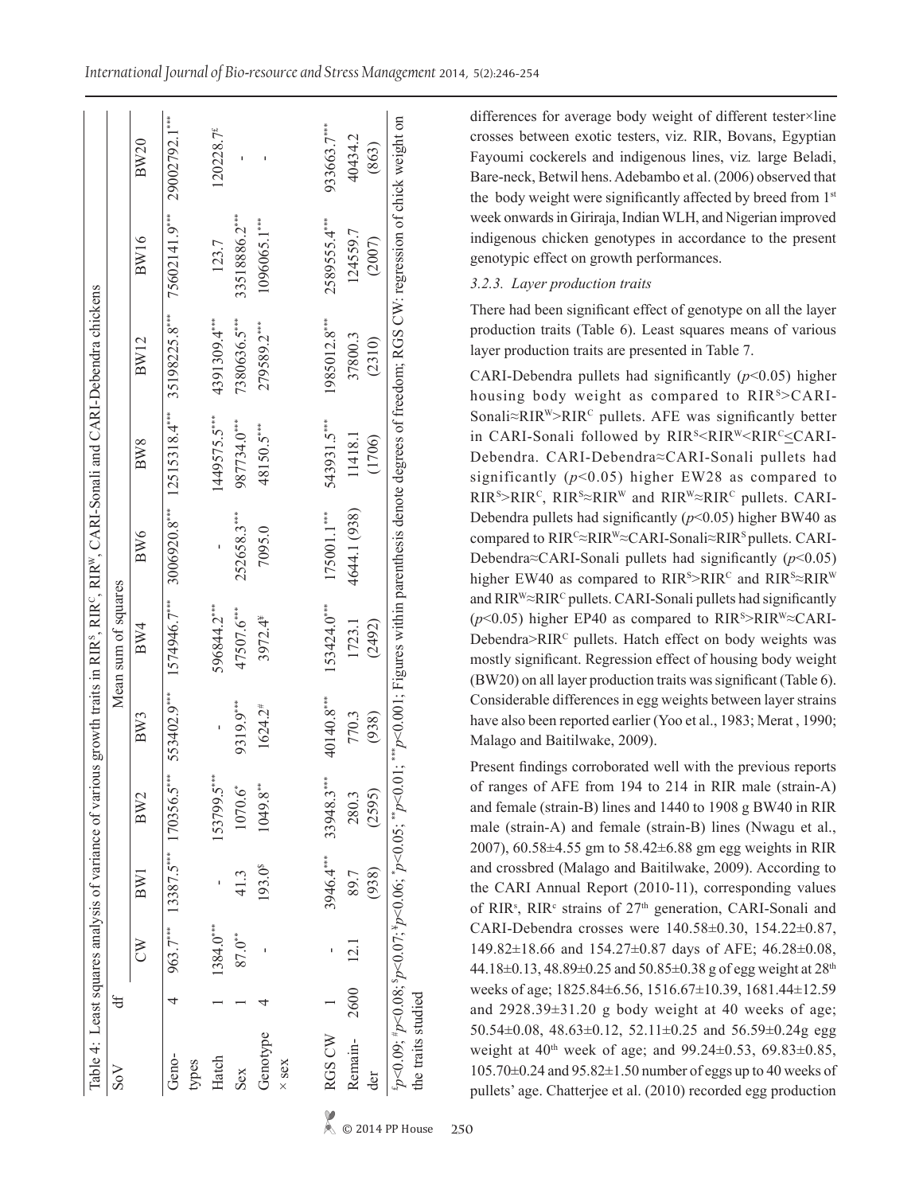Table 4: Least squares analysis of variance of various growth traits in RIR$^S$, RIR$^C$, RIR$^W$, CARI-Sonali and CARI-Debendra chickens

| SoV | df | Mean sum of squares | | | | | | | | | |
|---|---|---|---|---|---|---|---|---|---|---|---|
| | | CW | BW1 | BW2 | BW3 | BW4 | BW6 | BW8 | BW12 | BW16 | BW20 |
| Genotypes | 4 | 963.7$^{***}$ | 13387.5$^{***}$ | 170356.5$^{***}$ | 553402.9$^{***}$ | 1574946.7$^{***}$ | 3006920.8$^{***}$ | 12515318.4$^{***}$ | 35198225.8$^{***}$ | 75602141.9$^{***}$ | 29002792.1$^{***}$ |
| Hatch | 1 | 1384.0$^{***}$ | - | 153799.5$^{***}$ | - | 596844.2$^{***}$ | - | 1449575.5$^{***}$ | 4391309.4$^{***}$ | 123.7 | 120228.7$^{£}$ |
| Sex | 1 | 87.0$^{**}$ | 41.3 | 1070.6$^{*}$ | 9319.9$^{***}$ | 47507.6$^{***}$ | 252658.3$^{***}$ | 987734.0$^{***}$ | 7380636.5$^{***}$ | 33518886.2$^{***}$ | - |
| Genotype × sex | 4 | - | 193.0$^{\$}$ | 1049.8$^{**}$ | 1624.2$^{\#}$ | 3972.4$^{¥}$ | 7095.0 | 48150.5$^{***}$ | 279589.2$^{***}$ | 1096065.1$^{***}$ | - |
| RGS CW | 1 | - | 3946.4$^{***}$ | 33948.3$^{***}$ | 40140.8$^{***}$ | 153424.0$^{***}$ | 175001.1$^{***}$ | 543931.5$^{***}$ | 1985012.8$^{***}$ | 2589555.4$^{***}$ | 933663.7$^{***}$ |
| Remainder | 2600 | 12.1 | 89.7 (938) | 280.3 (2595) | 770.3 (938) | 1723.1 (2492) | 4644.1 (938) | 11418.1 (1706) | 37800.3 (2310) | 124559.7 (2007) | 40434.2 (863) |

$^{£}p<0.09$; $^{\#}p<0.08$; $^{\$}p<0.07$; $^{¥}p<0.06$; $^{*}p<0.05$; $^{**}p<0.01$; $^{***}p<0.001$; Figures within parenthesis denote degrees of freedom; RGS CW: regression of chick weight on the traits studied

differences for average body weight of different tester×line crosses between exotic testers, viz. RIR, Bovans, Egyptian Fayoumi cockerels and indigenous lines, viz. large Beladi, Bare-neck, Betwil hens. Adebambo et al. (2006) observed that the body weight were significantly affected by breed from 1$^{st}$ week onwards in Giriraja, Indian WLH, and Nigerian improved indigenous chicken genotypes in accordance to the present genotypic effect on growth performances.

### 3.2.3. Layer production traits

There had been significant effect of genotype on all the layer production traits (Table 6). Least squares means of various layer production traits are presented in Table 7.

CARI-Debendra pullets had significantly ($p<0.05$) higher housing body weight as compared to RIR$^S$>CARI-Sonali≈RIR$^W$>RIR$^C$ pullets. AFE was significantly better in CARI-Sonali followed by RIR$^S$<RIR$^W$<RIR$^C$≤CARI-Debendra. CARI-Debendra≈CARI-Sonali pullets had significantly ($p<0.05$) higher EW28 as compared to RIR$^S$>RIR$^C$, RIR$^S$≈RIR$^W$ and RIR$^W$≈RIR$^C$ pullets. CARI-Debendra pullets had significantly ($p<0.05$) higher BW40 as compared to RIR$^C$≈RIR$^W$≈CARI-Sonali≈RIR$^S$ pullets. CARI-Debendra≈CARI-Sonali pullets had significantly ($p<0.05$) higher EW40 as compared to RIR$^S$>RIR$^C$ and RIR$^S$≈RIR$^W$ and RIR$^W$≈RIR$^C$ pullets. CARI-Sonali pullets had significantly ($p<0.05$) higher EP40 as compared to RIR$^S$>RIR$^W$≈CARI-Debendra>RIR$^C$ pullets. Hatch effect on body weights was mostly significant. Regression effect of housing body weight (BW20) on all layer production traits was significant (Table 6). Considerable differences in egg weights between layer strains have also been reported earlier (Yoo et al., 1983; Merat , 1990; Malago and Baitilwake, 2009).

Present findings corroborated well with the previous reports of ranges of AFE from 194 to 214 in RIR male (strain-A) and female (strain-B) lines and 1440 to 1908 g BW40 in RIR male (strain-A) and female (strain-B) lines (Nwagu et al., 2007), 60.58±4.55 gm to 58.42±6.88 gm egg weights in RIR and crossbred (Malago and Baitilwake, 2009). According to the CARI Annual Report (2010-11), corresponding values of RIR$^s$, RIR$^c$ strains of 27$^{th}$ generation, CARI-Sonali and CARI-Debendra crosses were 140.58±0.30, 154.22±0.87, 149.82±18.66 and 154.27±0.87 days of AFE; 46.28±0.08, 44.18±0.13, 48.89±0.25 and 50.85±0.38 g of egg weight at 28$^{th}$ weeks of age; 1825.84±6.56, 1516.67±10.39, 1681.44±12.59 and 2928.39±31.20 g body weight at 40 weeks of age; 50.54±0.08, 48.63±0.12, 52.11±0.25 and 56.59±0.24g egg weight at 40$^{th}$ week of age; and 99.24±0.53, 69.83±0.85, 105.70±0.24 and 95.82±1.50 number of eggs up to 40 weeks of pullets' age. Chatterjee et al. (2010) recorded egg production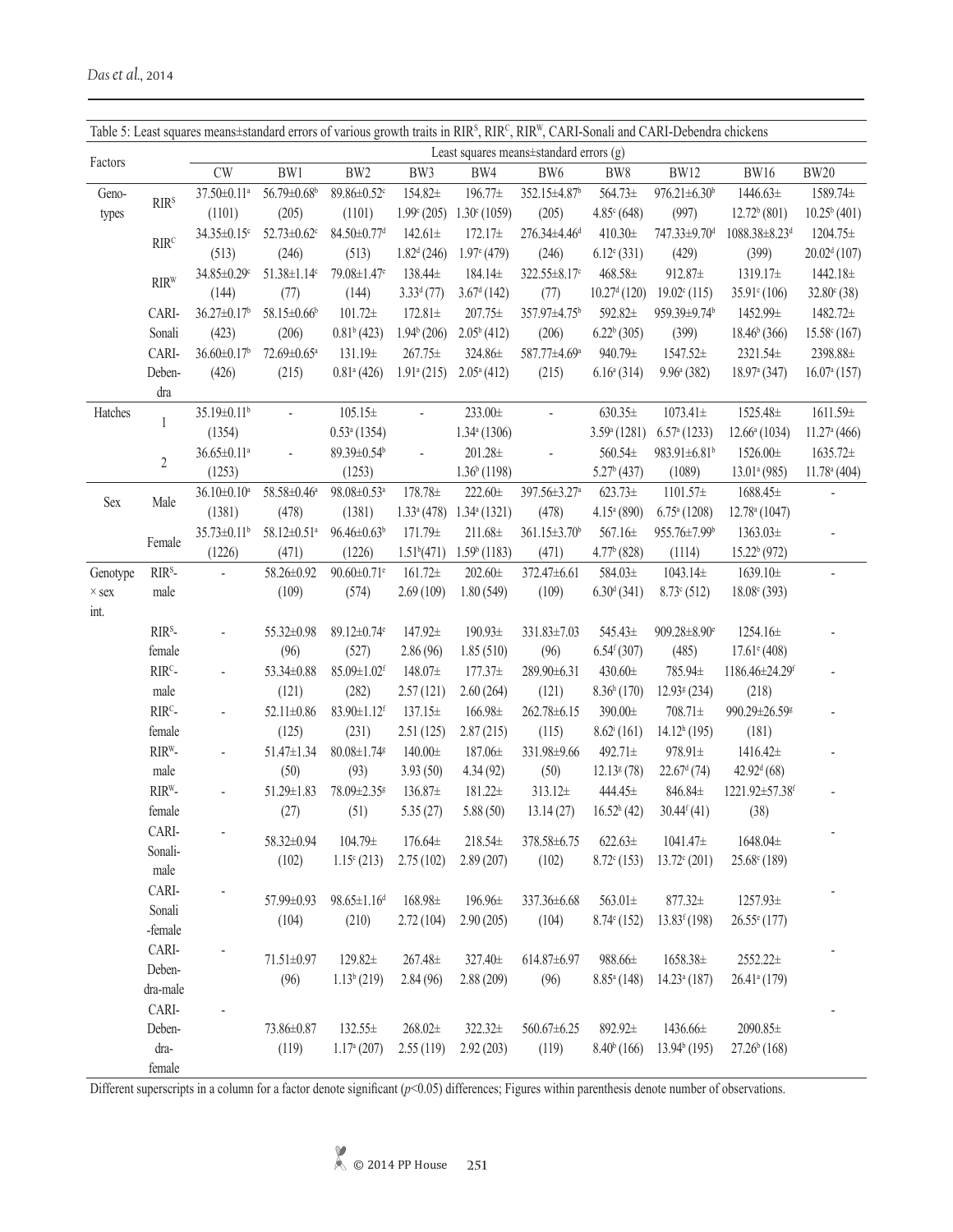Table 5: Least squares means±standard errors of various growth traits in RIR[S], RIR[C], RIR[W], CARI-Sonali and CARI-Debendra chickens

| Factors | | Least squares means±standard errors (g) | | | | | | | | | |
|---|---|---|---|---|---|---|---|---|---|---|---|
| | | CW | BW1 | BW2 | BW3 | BW4 | BW6 | BW8 | BW12 | BW16 | BW20 |
| Genotypes | RIR[S] | 37.50±0.11[a] (1101) | 56.79±0.68[b] (205) | 89.86±0.52[c] (1101) | 154.82±1.99[c] (205) | 196.77±1.30[c] (1059) | 352.15±4.87[b] (205) | 564.73±4.85[c] (648) | 976.21±6.30[b] (997) | 1446.63±12.72[b] (801) | 1589.74±10.25[b] (401) |
| | RIR[C] | 34.35±0.15[c] (513) | 52.73±0.62[c] (246) | 84.50±0.77[d] (513) | 142.61±1.82[d] (246) | 172.17±1.97[e] (479) | 276.34±4.46[d] (246) | 410.30±6.12[e] (331) | 747.33±9.70[d] (429) | 1088.38±8.23[d] (399) | 1204.75±20.02[d] (107) |
| | RIR[W] | 34.85±0.29[c] (144) | 51.38±1.14[c] (77) | 79.08±1.47[e] (144) | 138.44±3.33[d] (77) | 184.14±3.67[d] (142) | 322.55±8.17[c] (77) | 468.58±10.27[d] (120) | 912.87±19.02[c] (115) | 1319.17±35.91[c] (106) | 1442.18±32.80[c] (38) |
| | CARI-Sonali | 36.27±0.17[b] (423) | 58.15±0.66[b] (206) | 101.72±0.81[b] (423) | 172.81±1.94[b] (206) | 207.75±2.05[b] (412) | 357.97±4.75[b] (206) | 592.82±6.22[b] (305) | 959.39±9.74[b] (399) | 1452.99±18.46[b] (366) | 1482.72±15.58[c] (167) |
| | CARI-Debendra | 36.60±0.17[b] (426) | 72.69±0.65[a] (215) | 131.19±0.81[a] (426) | 267.75±1.91[a] (215) | 324.86±2.05[a] (412) | 587.77±4.69[a] (215) | 940.79±6.16[a] (314) | 1547.52±9.96[a] (382) | 2321.54±18.97[a] (347) | 2398.88±16.07[a] (157) |
| Hatches | 1 | 35.19±0.11[b] (1354) | - | 105.15±0.53[a] (1354) | - | 233.00±1.34[a] (1306) | - | 630.35±3.59[a] (1281) | 1073.41±6.57[a] (1233) | 1525.48±12.66[a] (1034) | 1611.59±11.27[a] (466) |
| | 2 | 36.65±0.11[a] (1253) | - | 89.39±0.54[b] (1253) | - | 201.28±1.36[b] (1198) | - | 560.54±5.27[b] (437) | 983.91±6.81[b] (1089) | 1526.00±13.01[a] (985) | 1635.72±11.78[a] (404) |
| Sex | Male | 36.10±0.10[a] (1381) | 58.58±0.46[a] (478) | 98.08±0.53[a] (1381) | 178.78±1.33[a] (478) | 222.60±1.34[a] (1321) | 397.56±3.27[a] (478) | 623.73±4.15[a] (890) | 1101.57±6.75[a] (1208) | 1688.45±12.78[a] (1047) | - |
| | Female | 35.73±0.11[b] (1226) | 58.12±0.51[a] (471) | 96.46±0.63[b] (1226) | 171.79±1.51[b] (471) | 211.68±1.59[b] (1183) | 361.15±3.70[b] (471) | 567.16±4.77[b] (828) | 955.76±7.99[b] (1114) | 1363.03±15.22[b] (972) | - |
| Genotype × sex int. | RIR[S]-male | - | 58.26±0.92 (109) | 90.60±0.71[e] (574) | 161.72±2.69 (109) | 202.60±1.80 (549) | 372.47±6.61 (109) | 584.03±6.30[d] (341) | 1043.14±8.73[c] (512) | 1639.10±18.08[c] (393) | - |
| | RIR[S]-female | - | 55.32±0.98 (96) | 89.12±0.74[e] (527) | 147.92±2.86 (96) | 190.93±1.85 (510) | 331.83±7.03 (96) | 545.43±6.54[f] (307) | 909.28±8.90[e] (485) | 1254.16±17.61[e] (408) | - |
| | RIR[C]-male | - | 53.34±0.88 (121) | 85.09±1.02[f] (282) | 148.07±2.57 (121) | 177.37±2.60 (264) | 289.90±6.31 (121) | 430.60±8.36[h] (170) | 785.94±12.93[g] (234) | 1186.46±24.29[f] (218) | - |
| | RIR[C]-female | - | 52.11±0.86 (125) | 83.90±1.12[f] (231) | 137.15±2.51 (125) | 166.98±2.87 (215) | 262.78±6.15 (115) | 390.00±8.62[i] (161) | 708.71±14.12[h] (195) | 990.29±26.59[g] (181) | - |
| | RIR[W]-male | - | 51.47±1.34 (50) | 80.08±1.74[g] (93) | 140.00±3.93 (50) | 187.06±4.34 (92) | 331.98±9.66 (50) | 492.71±12.13[g] (78) | 978.91±22.67[d] (74) | 1416.42±42.92[d] (68) | - |
| | RIR[W]-female | - | 51.29±1.83 (27) | 78.09±2.35[g] (51) | 136.87±5.35 (27) | 181.22±5.88 (50) | 313.12±13.14 (27) | 444.45±16.52[h] (42) | 846.84±30.44[f] (41) | 1221.92±57.38[f] (38) | - |
| | CARI-Sonali-male | - | 58.32±0.94 (102) | 104.79±1.15[c] (213) | 176.64±2.75 (102) | 218.54±2.89 (207) | 378.58±6.75 (102) | 622.63±8.72[c] (153) | 1041.47±13.72[c] (201) | 1648.04±25.68[c] (189) | - |
| | CARI-Sonali-female | - | 57.99±0.93 (104) | 98.65±1.16[d] (210) | 168.98±2.72 (104) | 196.96±2.90 (205) | 337.36±6.68 (104) | 563.01±8.74[e] (152) | 877.32±13.83[f] (198) | 1257.93±26.55[e] (177) | - |
| | CARI-Debendra-male | - | 71.51±0.97 (96) | 129.82±1.13[b] (219) | 267.48±2.84 (96) | 327.40±2.88 (209) | 614.87±6.97 (96) | 988.66±8.85[a] (148) | 1658.38±14.23[a] (187) | 2552.22±26.41[a] (179) | - |
| | CARI-Debendra-female | - | 73.86±0.87 (119) | 132.55±1.17[a] (207) | 268.02±2.55 (119) | 322.32±2.92 (203) | 560.67±6.25 (119) | 892.92±8.40[b] (166) | 1436.66±13.94[b] (195) | 2090.85±27.26[b] (168) | - |

Different superscripts in a column for a factor denote significant ($p$<0.05) differences; Figures within parenthesis denote number of observations.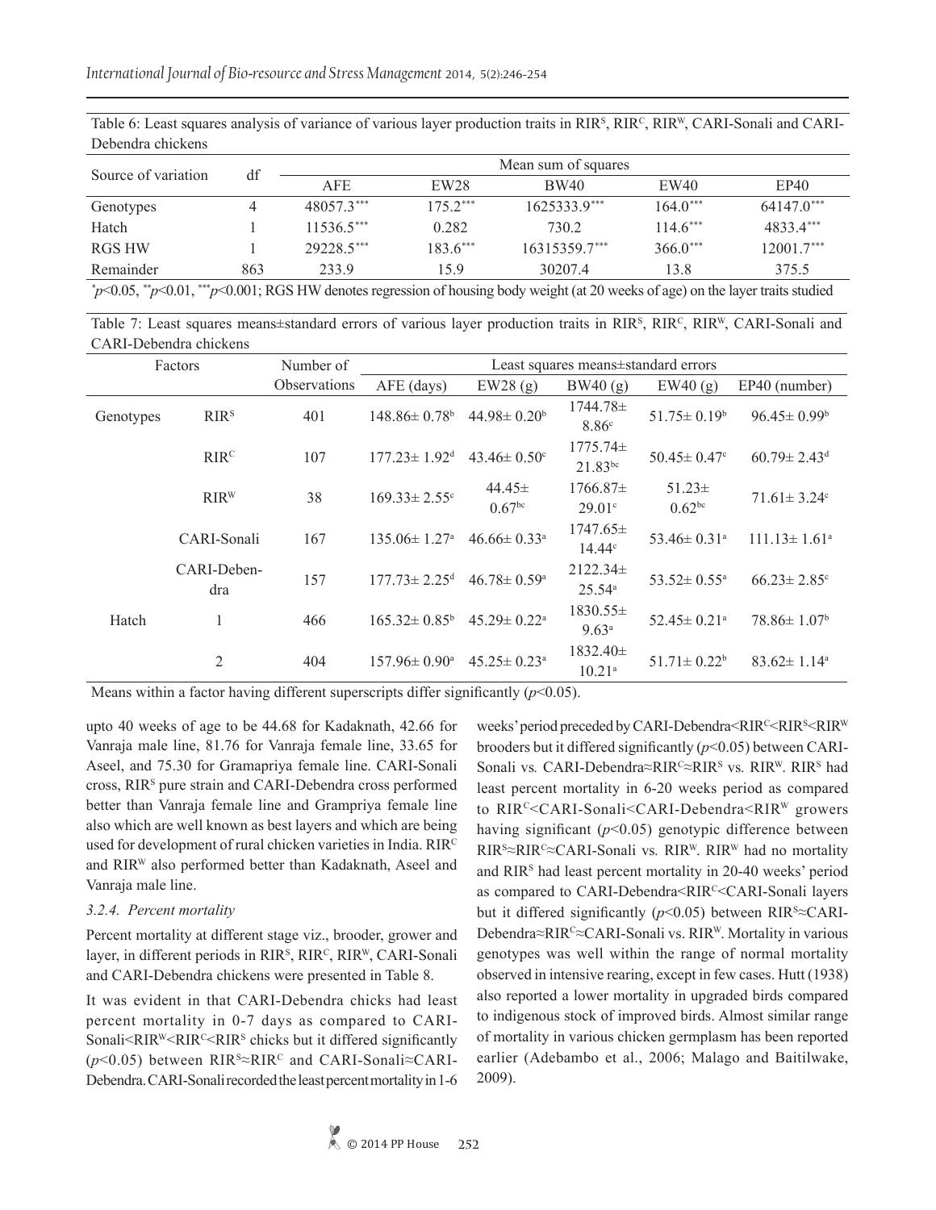Table 6: Least squares analysis of variance of various layer production traits in $RIR^S$, $RIR^C$, $RIR^W$, CARI-Sonali and CARI-Debendra chickens

| Source of variation | df | Mean sum of squares | | | | |
|---|---|---|---|---|---|---|
| | | AFE | EW28 | BW40 | EW40 | EP40 |
| Genotypes | 4 | $48057.3^{***}$ | $175.2^{***}$ | $1625333.9^{***}$ | $164.0^{***}$ | $64147.0^{***}$ |
| Hatch | 1 | $11536.5^{***}$ | 0.282 | 730.2 | $114.6^{***}$ | $4833.4^{***}$ |
| RGS HW | 1 | $29228.5^{***}$ | $183.6^{***}$ | $16315359.7^{***}$ | $366.0^{***}$ | $12001.7^{***}$ |
| Remainder | 863 | 233.9 | 15.9 | 30207.4 | 13.8 | 375.5 |

$^{*}p<0.05$, $^{**}p<0.01$, $^{***}p<0.001$; RGS HW denotes regression of housing body weight (at 20 weeks of age) on the layer traits studied

Table 7: Least squares means±standard errors of various layer production traits in $RIR^S$, $RIR^C$, $RIR^W$, CARI-Sonali and CARI-Debendra chickens

| Factors | | Number of Observations | Least squares means±standard errors | | | | |
|---|---|---|---|---|---|---|---|
| | | | AFE (days) | EW28 (g) | BW40 (g) | EW40 (g) | EP40 (number) |
| Genotypes | $RIR^S$ | 401 | $148.86\pm 0.78^{b}$ | $44.98\pm 0.20^{b}$ | $1744.78\pm 8.86^{c}$ | $51.75\pm 0.19^{b}$ | $96.45\pm 0.99^{b}$ |
| | $RIR^C$ | 107 | $177.23\pm 1.92^{d}$ | $43.46\pm 0.50^{c}$ | $1775.74\pm 21.83^{bc}$ | $50.45\pm 0.47^{c}$ | $60.79\pm 2.43^{d}$ |
| | $RIR^W$ | 38 | $169.33\pm 2.55^{c}$ | $44.45\pm 0.67^{bc}$ | $1766.87\pm 29.01^{c}$ | $51.23\pm 0.62^{bc}$ | $71.61\pm 3.24^{c}$ |
| | CARI-Sonali | 167 | $135.06\pm 1.27^{a}$ | $46.66\pm 0.33^{a}$ | $1747.65\pm 14.44^{c}$ | $53.46\pm 0.31^{a}$ | $111.13\pm 1.61^{a}$ |
| | CARI-Debendra | 157 | $177.73\pm 2.25^{d}$ | $46.78\pm 0.59^{a}$ | $2122.34\pm 25.54^{a}$ | $53.52\pm 0.55^{a}$ | $66.23\pm 2.85^{c}$ |
| Hatch | 1 | 466 | $165.32\pm 0.85^{b}$ | $45.29\pm 0.22^{a}$ | $1830.55\pm 9.63^{a}$ | $52.45\pm 0.21^{a}$ | $78.86\pm 1.07^{b}$ |
| | 2 | 404 | $157.96\pm 0.90^{a}$ | $45.25\pm 0.23^{a}$ | $1832.40\pm 10.21^{a}$ | $51.71\pm 0.22^{b}$ | $83.62\pm 1.14^{a}$ |

Means within a factor having different superscripts differ significantly ($p<0.05$).

upto 40 weeks of age to be 44.68 for Kadaknath, 42.66 for Vanraja male line, 81.76 for Vanraja female line, 33.65 for Aseel, and 75.30 for Gramapriya female line. CARI-Sonali cross, $RIR^S$ pure strain and CARI-Debendra cross performed better than Vanraja female line and Grampriya female line also which are well known as best layers and which are being used for development of rural chicken varieties in India. $RIR^C$ and $RIR^W$ also performed better than Kadaknath, Aseel and Vanraja male line.

### 3.2.4. Percent mortality

Percent mortality at different stage viz., brooder, grower and layer, in different periods in $RIR^S$, $RIR^C$, $RIR^W$, CARI-Sonali and CARI-Debendra chickens were presented in Table 8.

It was evident in that CARI-Debendra chicks had least percent mortality in 0-7 days as compared to CARI-Sonali<$RIR^W$<$RIR^C$<$RIR^S$ chicks but it differed significantly ($p<0.05$) between $RIR^S$≈$RIR^C$ and CARI-Sonali≈CARI-Debendra. CARI-Sonali recorded the least percent mortality in 1-6 weeks' period preceded by CARI-Debendra<$RIR^C$<$RIR^S$<$RIR^W$ brooders but it differed significantly ($p<0.05$) between CARI-Sonali *vs.* CARI-Debendra≈$RIR^C$≈$RIR^S$ vs. $RIR^W$. $RIR^S$ had least percent mortality in 6-20 weeks period as compared to $RIR^C$<CARI-Sonali<CARI-Debendra<$RIR^W$ growers having significant ($p<0.05$) genotypic difference between $RIR^S$≈$RIR^C$≈CARI-Sonali *vs.* $RIR^W$. $RIR^W$ had no mortality and $RIR^S$ had least percent mortality in 20-40 weeks' period as compared to CARI-Debendra<$RIR^C$<CARI-Sonali layers but it differed significantly ($p<0.05$) between $RIR^S$≈CARI-Debendra≈$RIR^C$≈CARI-Sonali vs. $RIR^W$. Mortality in various genotypes was well within the range of normal mortality observed in intensive rearing, except in few cases. Hutt (1938) also reported a lower mortality in upgraded birds compared to indigenous stock of improved birds. Almost similar range of mortality in various chicken germplasm has been reported earlier (Adebambo et al., 2006; Malago and Baitilwake, 2009).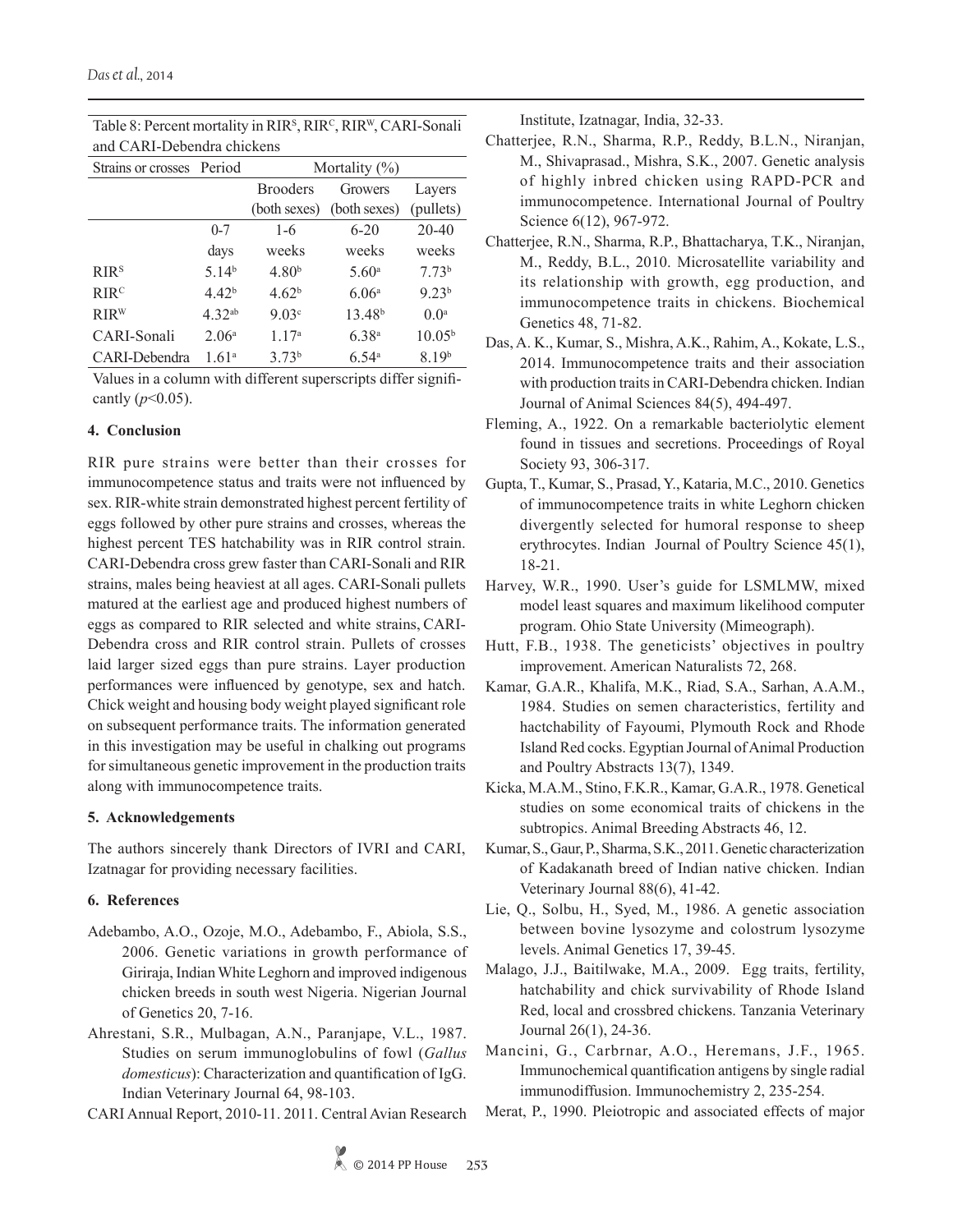Table 8: Percent mortality in $RIR^S$, $RIR^C$, $RIR^W$, CARI-Sonali and CARI-Debendra chickens

| Strains or crosses | Period | Mortality (%) | | |
|---|---|---|---|---|
| | | Brooders (both sexes) | Growers (both sexes) | Layers (pullets) |
| | 0-7 days | 1-6 weeks | 6-20 weeks | 20-40 weeks |
| $RIR^S$ | $5.14^b$ | $4.80^b$ | $5.60^a$ | $7.73^b$ |
| $RIR^C$ | $4.42^b$ | $4.62^b$ | $6.06^a$ | $9.23^b$ |
| $RIR^W$ | $4.32^{ab}$ | $9.03^c$ | $13.48^b$ | $0.0^a$ |
| CARI-Sonali | $2.06^a$ | $1.17^a$ | $6.38^a$ | $10.05^b$ |
| CARI-Debendra | $1.61^a$ | $3.73^b$ | $6.54^a$ | $8.19^b$ |

Values in a column with different superscripts differ significantly ($p<0.05$).

## 4. Conclusion

RIR pure strains were better than their crosses for immunocompetence status and traits were not influenced by sex. RIR-white strain demonstrated highest percent fertility of eggs followed by other pure strains and crosses, whereas the highest percent TES hatchability was in RIR control strain. CARI-Debendra cross grew faster than CARI-Sonali and RIR strains, males being heaviest at all ages. CARI-Sonali pullets matured at the earliest age and produced highest numbers of eggs as compared to RIR selected and white strains, CARI-Debendra cross and RIR control strain. Pullets of crosses laid larger sized eggs than pure strains. Layer production performances were influenced by genotype, sex and hatch. Chick weight and housing body weight played significant role on subsequent performance traits. The information generated in this investigation may be useful in chalking out programs for simultaneous genetic improvement in the production traits along with immunocompetence traits.

## 5. Acknowledgements

The authors sincerely thank Directors of IVRI and CARI, Izatnagar for providing necessary facilities.

## 6. References

Adebambo, A.O., Ozoje, M.O., Adebambo, F., Abiola, S.S., 2006. Genetic variations in growth performance of Giriraja, Indian White Leghorn and improved indigenous chicken breeds in south west Nigeria. Nigerian Journal of Genetics 20, 7-16.

Ahrestani, S.R., Mulbagan, A.N., Paranjape, V.L., 1987. Studies on serum immunoglobulins of fowl (*Gallus domesticus*): Characterization and quantification of IgG. Indian Veterinary Journal 64, 98-103.

CARI Annual Report, 2010-11. 2011. Central Avian Research Institute, Izatnagar, India, 32-33.

Chatterjee, R.N., Sharma, R.P., Reddy, B.L.N., Niranjan, M., Shivaprasad., Mishra, S.K., 2007. Genetic analysis of highly inbred chicken using RAPD-PCR and immunocompetence. International Journal of Poultry Science 6(12), 967-972.

Chatterjee, R.N., Sharma, R.P., Bhattacharya, T.K., Niranjan, M., Reddy, B.L., 2010. Microsatellite variability and its relationship with growth, egg production, and immunocompetence traits in chickens. Biochemical Genetics 48, 71-82.

Das, A. K., Kumar, S., Mishra, A.K., Rahim, A., Kokate, L.S., 2014. Immunocompetence traits and their association with production traits in CARI-Debendra chicken. Indian Journal of Animal Sciences 84(5), 494-497.

Fleming, A., 1922. On a remarkable bacteriolytic element found in tissues and secretions. Proceedings of Royal Society 93, 306-317.

Gupta, T., Kumar, S., Prasad, Y., Kataria, M.C., 2010. Genetics of immunocompetence traits in white Leghorn chicken divergently selected for humoral response to sheep erythrocytes. Indian Journal of Poultry Science 45(1), 18-21.

Harvey, W.R., 1990. User's guide for LSMLMW, mixed model least squares and maximum likelihood computer program. Ohio State University (Mimeograph).

Hutt, F.B., 1938. The geneticists' objectives in poultry improvement. American Naturalists 72, 268.

Kamar, G.A.R., Khalifa, M.K., Riad, S.A., Sarhan, A.A.M., 1984. Studies on semen characteristics, fertility and hactchability of Fayoumi, Plymouth Rock and Rhode Island Red cocks. Egyptian Journal of Animal Production and Poultry Abstracts 13(7), 1349.

Kicka, M.A.M., Stino, F.K.R., Kamar, G.A.R., 1978. Genetical studies on some economical traits of chickens in the subtropics. Animal Breeding Abstracts 46, 12.

Kumar, S., Gaur, P., Sharma, S.K., 2011. Genetic characterization of Kadakanath breed of Indian native chicken. Indian Veterinary Journal 88(6), 41-42.

Lie, Q., Solbu, H., Syed, M., 1986. A genetic association between bovine lysozyme and colostrum lysozyme levels. Animal Genetics 17, 39-45.

Malago, J.J., Baitilwake, M.A., 2009. Egg traits, fertility, hatchability and chick survivability of Rhode Island Red, local and crossbred chickens. Tanzania Veterinary Journal 26(1), 24-36.

Mancini, G., Carbrnar, A.O., Heremans, J.F., 1965. Immunochemical quantification antigens by single radial immunodiffusion. Immunochemistry 2, 235-254.

Merat, P., 1990. Pleiotropic and associated effects of major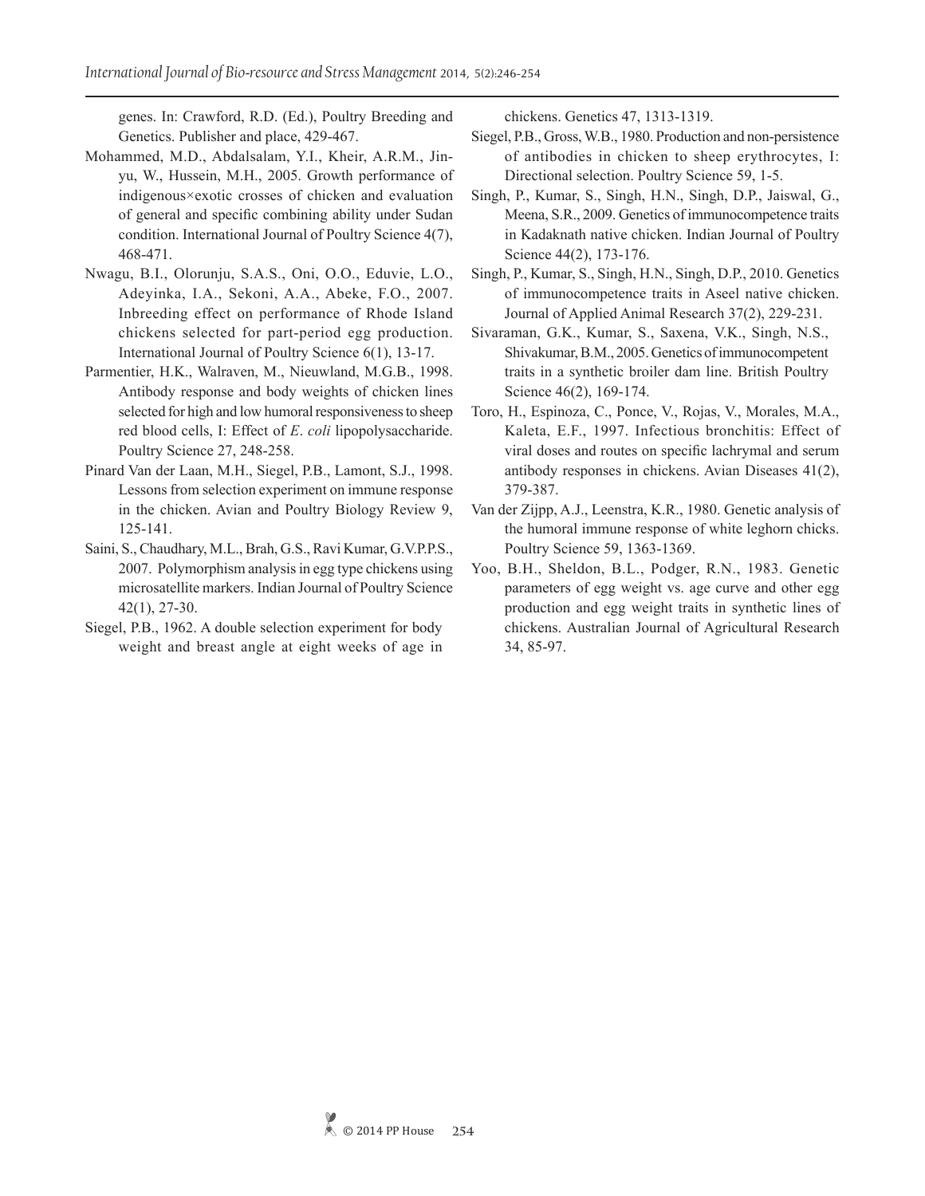genes. In: Crawford, R.D. (Ed.), Poultry Breeding and Genetics. Publisher and place, 429-467.

Mohammed, M.D., Abdalsalam, Y.I., Kheir, A.R.M., Jin-yu, W., Hussein, M.H., 2005. Growth performance of indigenous×exotic crosses of chicken and evaluation of general and specific combining ability under Sudan condition. International Journal of Poultry Science 4(7), 468-471.

Nwagu, B.I., Olorunju, S.A.S., Oni, O.O., Eduvie, L.O., Adeyinka, I.A., Sekoni, A.A., Abeke, F.O., 2007. Inbreeding effect on performance of Rhode Island chickens selected for part-period egg production. International Journal of Poultry Science 6(1), 13-17.

Parmentier, H.K., Walraven, M., Nieuwland, M.G.B., 1998. Antibody response and body weights of chicken lines selected for high and low humoral responsiveness to sheep red blood cells, I: Effect of *E*. *coli* lipopolysaccharide. Poultry Science 27, 248-258.

Pinard Van der Laan, M.H., Siegel, P.B., Lamont, S.J., 1998. Lessons from selection experiment on immune response in the chicken. Avian and Poultry Biology Review 9, 125-141.

Saini, S., Chaudhary, M.L., Brah, G.S., Ravi Kumar, G.V.P.P.S., 2007. Polymorphism analysis in egg type chickens using microsatellite markers. Indian Journal of Poultry Science 42(1), 27-30.

Siegel, P.B., 1962. A double selection experiment for body weight and breast angle at eight weeks of age in chickens. Genetics 47, 1313-1319.

Siegel, P.B., Gross, W.B., 1980. Production and non-persistence of antibodies in chicken to sheep erythrocytes, I: Directional selection. Poultry Science 59, 1-5.

Singh, P., Kumar, S., Singh, H.N., Singh, D.P., Jaiswal, G., Meena, S.R., 2009. Genetics of immunocompetence traits in Kadaknath native chicken. Indian Journal of Poultry Science 44(2), 173-176.

Singh, P., Kumar, S., Singh, H.N., Singh, D.P., 2010. Genetics of immunocompetence traits in Aseel native chicken. Journal of Applied Animal Research 37(2), 229-231.

Sivaraman, G.K., Kumar, S., Saxena, V.K., Singh, N.S., Shivakumar, B.M., 2005. Genetics of immunocompetent traits in a synthetic broiler dam line. British Poultry Science 46(2), 169-174.

Toro, H., Espinoza, C., Ponce, V., Rojas, V., Morales, M.A., Kaleta, E.F., 1997. Infectious bronchitis: Effect of viral doses and routes on specific lachrymal and serum antibody responses in chickens. Avian Diseases 41(2), 379-387.

Van der Zijpp, A.J., Leenstra, K.R., 1980. Genetic analysis of the humoral immune response of white leghorn chicks. Poultry Science 59, 1363-1369.

Yoo, B.H., Sheldon, B.L., Podger, R.N., 1983. Genetic parameters of egg weight vs. age curve and other egg production and egg weight traits in synthetic lines of chickens. Australian Journal of Agricultural Research 34, 85-97.